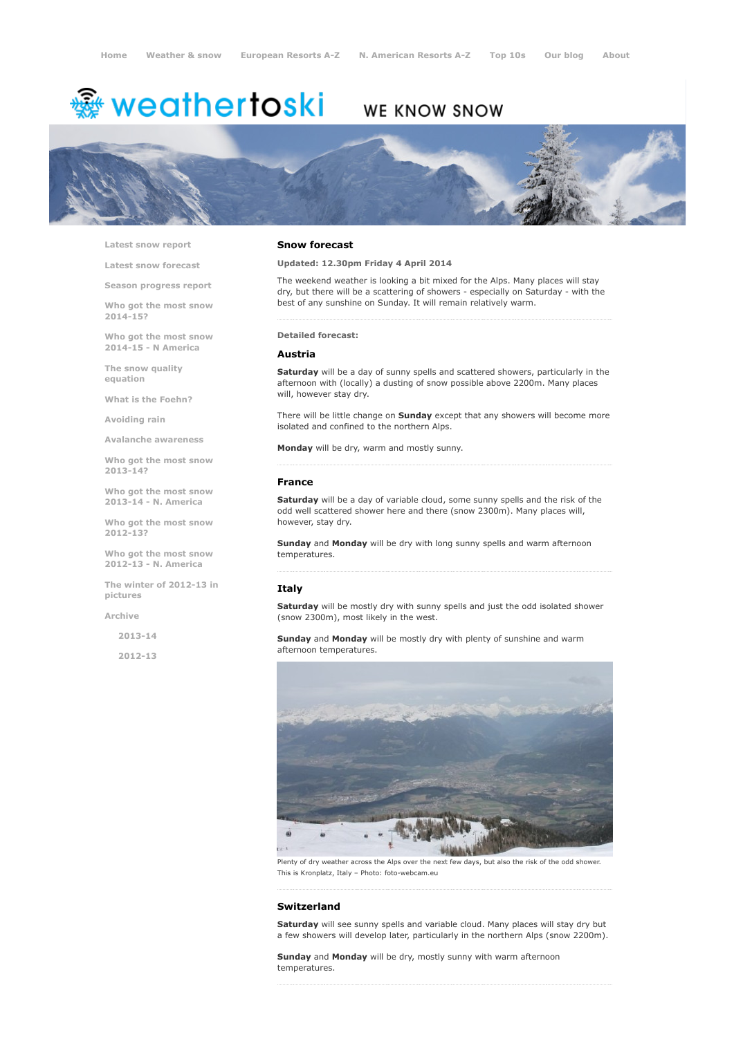Home Weather & snow European Resorts A-Z N. American Resorts A-Z Top 10s Our blog About

weathertoski WE KNOW SNOW

- Latest snow report
- Latest snow forecast
- Season progress report
- Who got the most snow 2014-15?
- Who got the most snow 2014-15 - N America
- The snow quality equation
- What is the Foehn?
- Avoiding rain
- Avalanche awareness
- Who got the most snow 2013-14?
- Who got the most snow 2013-14 - N. America
- Who got the most snow 2012-13?
- Who got the most snow 2012-13 - N. America
- The winter of 2012-13 in pictures
- Archive
  - 2013-14
  - 2012-13

## Snow forecast

**Updated: 12.30pm Friday 4 April 2014**

The weekend weather is looking a bit mixed for the Alps. Many places will stay dry, but there will be a scattering of showers - especially on Saturday - with the best of any sunshine on Sunday. It will remain relatively warm.

**Detailed forecast:**

### Austria

**Saturday** will be a day of sunny spells and scattered showers, particularly in the afternoon with (locally) a dusting of snow possible above 2200m. Many places will, however stay dry.

There will be little change on **Sunday** except that any showers will become more isolated and confined to the northern Alps.

**Monday** will be dry, warm and mostly sunny.

### France

**Saturday** will be a day of variable cloud, some sunny spells and the risk of the odd well scattered shower here and there (snow 2300m). Many places will, however, stay dry.

**Sunday** and **Monday** will be dry with long sunny spells and warm afternoon temperatures.

### Italy

**Saturday** will be mostly dry with sunny spells and just the odd isolated shower (snow 2300m), most likely in the west.

**Sunday** and **Monday** will be mostly dry with plenty of sunshine and warm afternoon temperatures.

Plenty of dry weather across the Alps over the next few days, but also the risk of the odd shower. This is Kronplatz, Italy – Photo: foto-webcam.eu

### Switzerland

**Saturday** will see sunny spells and variable cloud. Many places will stay dry but a few showers will develop later, particularly in the northern Alps (snow 2200m).

**Sunday** and **Monday** will be dry, mostly sunny with warm afternoon temperatures.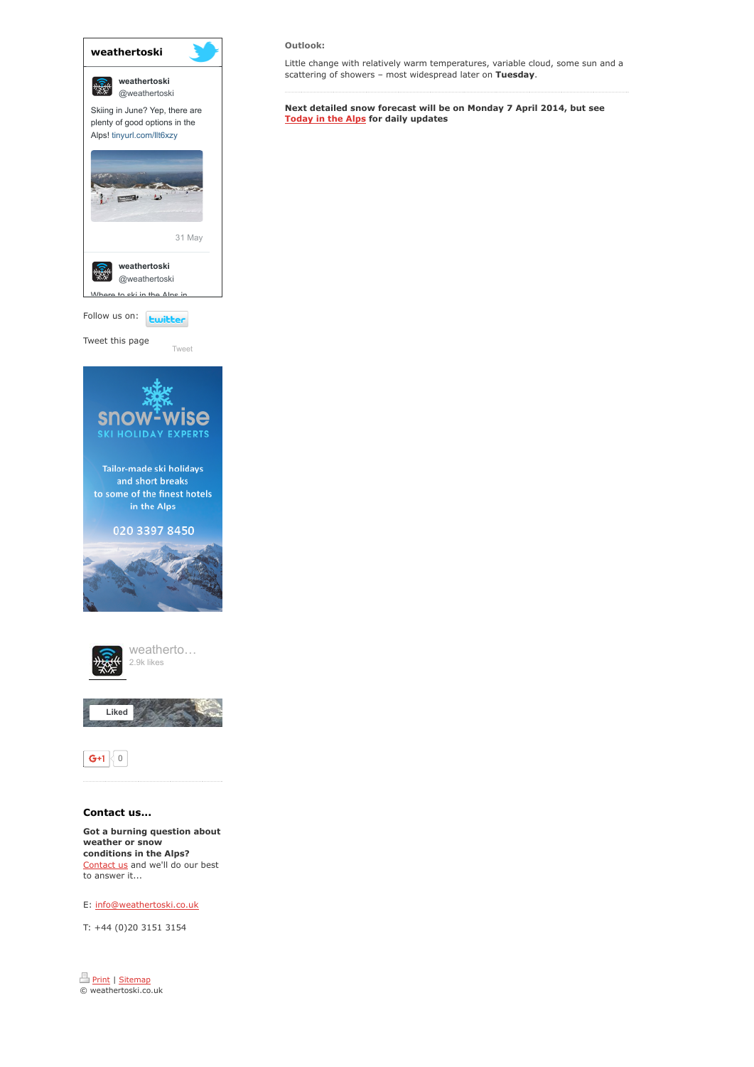**Outlook:**

Little change with relatively warm temperatures, variable cloud, some sun and a scattering of showers – most widespread later on **Tuesday**.

---

**Next detailed snow forecast will be on Monday 7 April 2014, but see Today in the Alps for daily updates**

**weathertoski**

weathertoski
@weathertoski

Skiing in June? Yep, there are plenty of good options in the Alps! tinyurl.com/llt6xzy

31 May

weathertoski
@weathertoski

Where to ski in the Alps in

Follow us on: twitter

Tweet this page

Tweet

snow-wise
SKI HOLIDAY EXPERTS

Tailor-made ski holidays and short breaks to some of the finest hotels in the Alps

020 3397 8450

weatherto...
2.9k likes

Liked

G+1 0

---

**Contact us...**

**Got a burning question about weather or snow conditions in the Alps?**
Contact us and we'll do our best to answer it...

E: info@weathertoski.co.uk

T: +44 (0)20 3151 3154

Print | Sitemap
© weathertoski.co.uk